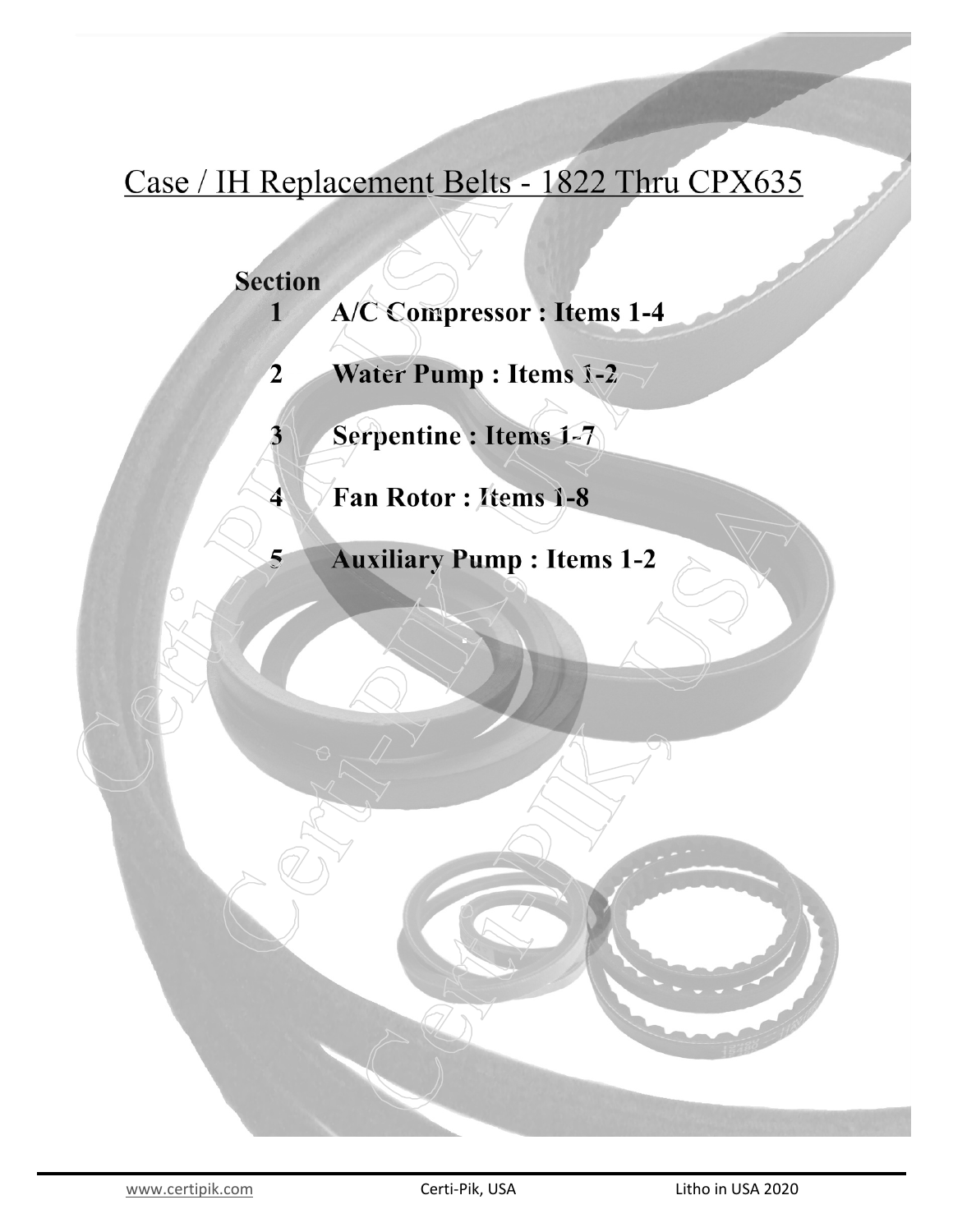# Case / IH Replacement Belts - 1822 Thru CPX635

**Section**

1. **A/C Compressor : Items 1-4**
2. **Water Pump : Items 1-2**
3. **Serpentine : Items 1-7**
4. **Fan Rotor : Items 1-8**
5. **Auxiliary Pump : Items 1-2**

www.certipik.com Certi-Pik, USA Litho in USA 2020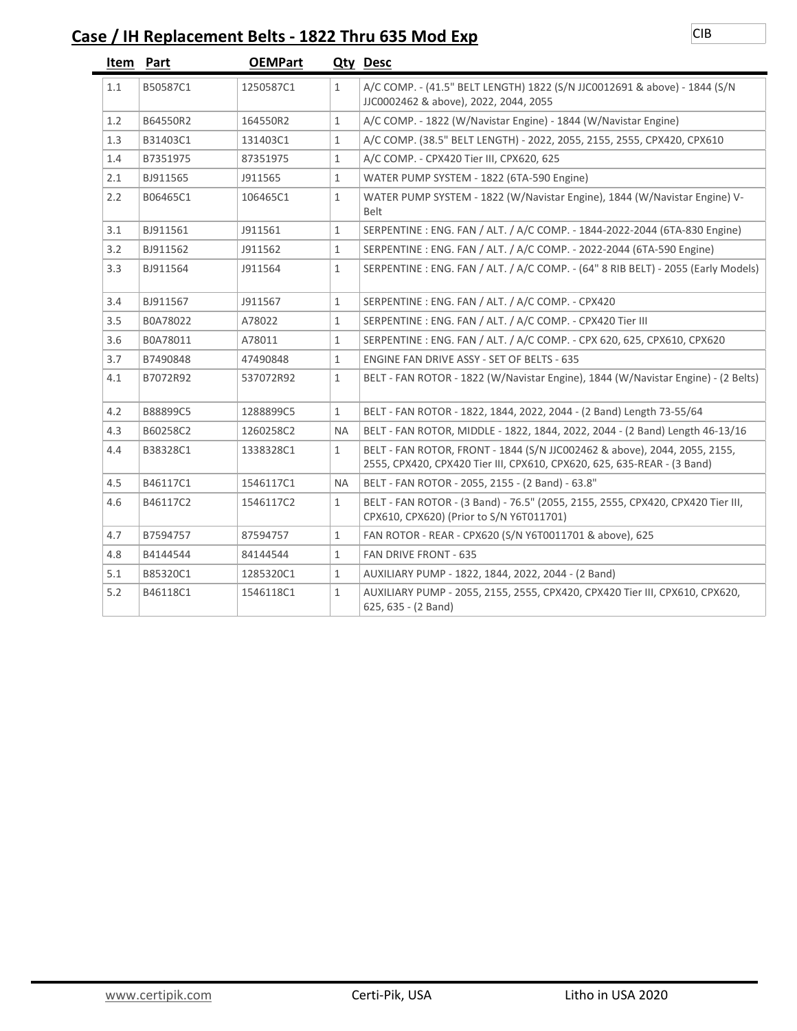## Case / IH Replacement Belts - 1822 Thru 635 Mod Exp

CIB

| Item | Part | OEMPart | Qty | Desc |
|---|---|---|---|---|
| 1.1 | B50587C1 | 1250587C1 | 1 | A/C COMP. - (41.5" BELT LENGTH) 1822 (S/N JJC0012691 & above) - 1844 (S/N JJC0002462 & above), 2022, 2044, 2055 |
| 1.2 | B64550R2 | 164550R2 | 1 | A/C COMP. - 1822 (W/Navistar Engine) - 1844 (W/Navistar Engine) |
| 1.3 | B31403C1 | 131403C1 | 1 | A/C COMP. (38.5" BELT LENGTH) - 2022, 2055, 2155, 2555, CPX420, CPX610 |
| 1.4 | B7351975 | 87351975 | 1 | A/C COMP. - CPX420 Tier III, CPX620, 625 |
| 2.1 | BJ911565 | J911565 | 1 | WATER PUMP SYSTEM - 1822 (6TA-590 Engine) |
| 2.2 | B06465C1 | 106465C1 | 1 | WATER PUMP SYSTEM - 1822 (W/Navistar Engine), 1844 (W/Navistar Engine) V-Belt |
| 3.1 | BJ911561 | J911561 | 1 | SERPENTINE : ENG. FAN / ALT. / A/C COMP. - 1844-2022-2044 (6TA-830 Engine) |
| 3.2 | BJ911562 | J911562 | 1 | SERPENTINE : ENG. FAN / ALT. / A/C COMP. - 2022-2044 (6TA-590 Engine) |
| 3.3 | BJ911564 | J911564 | 1 | SERPENTINE : ENG. FAN / ALT. / A/C COMP. - (64" 8 RIB BELT) - 2055 (Early Models) |
| 3.4 | BJ911567 | J911567 | 1 | SERPENTINE : ENG. FAN / ALT. / A/C COMP. - CPX420 |
| 3.5 | B0A78022 | A78022 | 1 | SERPENTINE : ENG. FAN / ALT. / A/C COMP. - CPX420 Tier III |
| 3.6 | B0A78011 | A78011 | 1 | SERPENTINE : ENG. FAN / ALT. / A/C COMP. - CPX 620, 625, CPX610, CPX620 |
| 3.7 | B7490848 | 47490848 | 1 | ENGINE FAN DRIVE ASSY - SET OF BELTS - 635 |
| 4.1 | B7072R92 | 537072R92 | 1 | BELT - FAN ROTOR - 1822 (W/Navistar Engine), 1844 (W/Navistar Engine) - (2 Belts) |
| 4.2 | B88899C5 | 1288899C5 | 1 | BELT - FAN ROTOR - 1822, 1844, 2022, 2044 - (2 Band) Length 73-55/64 |
| 4.3 | B60258C2 | 1260258C2 | NA | BELT - FAN ROTOR, MIDDLE - 1822, 1844, 2022, 2044 - (2 Band) Length 46-13/16 |
| 4.4 | B38328C1 | 1338328C1 | 1 | BELT - FAN ROTOR, FRONT - 1844 (S/N JJC002462 & above), 2044, 2055, 2155, 2555, CPX420, CPX420 Tier III, CPX610, CPX620, 625, 635-REAR - (3 Band) |
| 4.5 | B46117C1 | 1546117C1 | NA | BELT - FAN ROTOR - 2055, 2155 - (2 Band) - 63.8" |
| 4.6 | B46117C2 | 1546117C2 | 1 | BELT - FAN ROTOR - (3 Band) - 76.5" (2055, 2155, 2555, CPX420, CPX420 Tier III, CPX610, CPX620) (Prior to S/N Y6T011701) |
| 4.7 | B7594757 | 87594757 | 1 | FAN ROTOR - REAR - CPX620 (S/N Y6T0011701 & above), 625 |
| 4.8 | B4144544 | 84144544 | 1 | FAN DRIVE FRONT - 635 |
| 5.1 | B85320C1 | 1285320C1 | 1 | AUXILIARY PUMP - 1822, 1844, 2022, 2044 - (2 Band) |
| 5.2 | B46118C1 | 1546118C1 | 1 | AUXILIARY PUMP - 2055, 2155, 2555, CPX420, CPX420 Tier III, CPX610, CPX620, 625, 635 - (2 Band) |